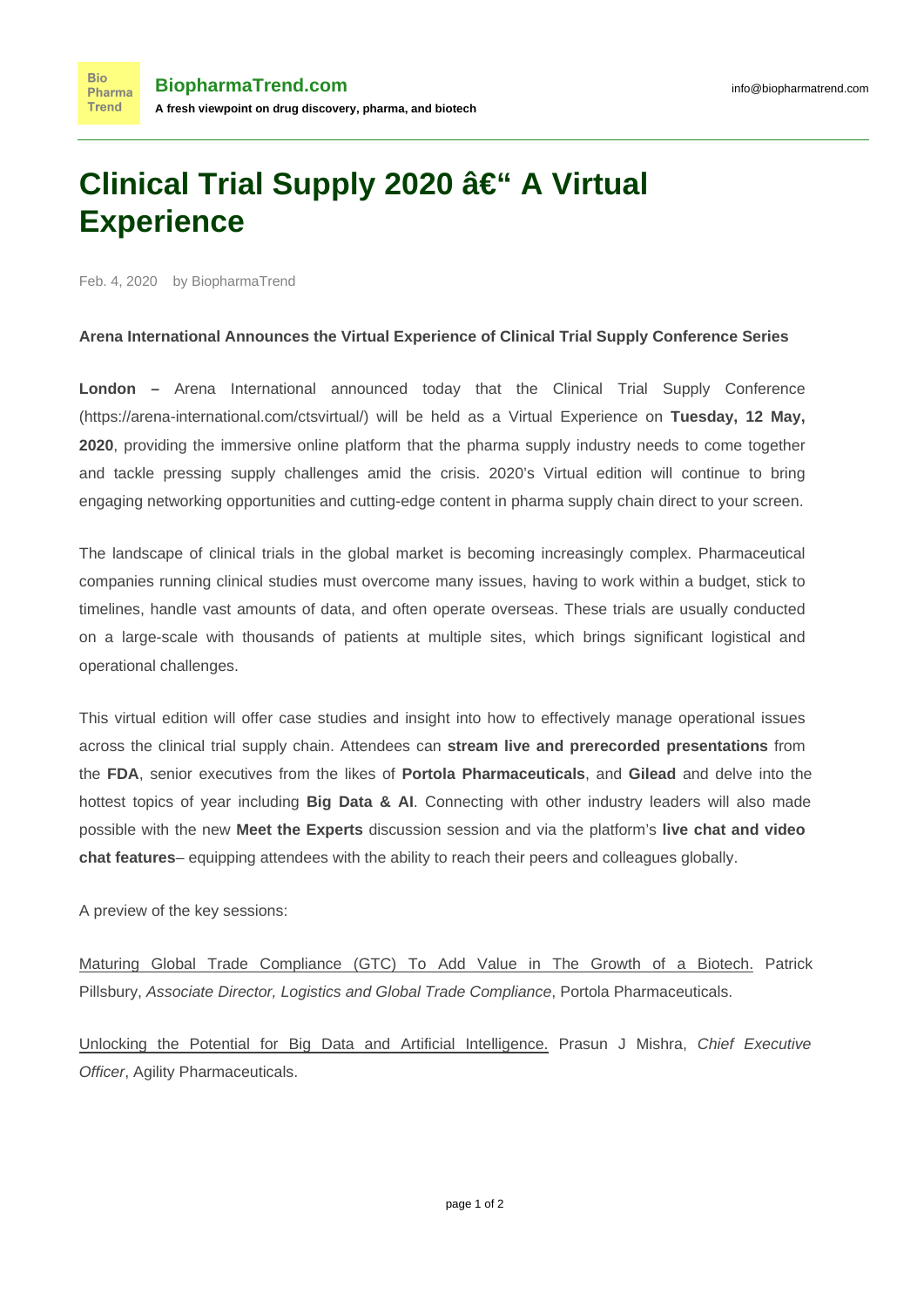BiopharmaTrend.com

A fresh viewpoint on drug discovery, pharma, and biotech

info@biopharmatrend.com

# Clinical Trial Supply 2020 â€“ A Virtual Experience

Feb. 4, 2020 by BiopharmaTrend

**Arena International Announces the Virtual Experience of Clinical Trial Supply Conference Series**

**London –** Arena International announced today that the Clinical Trial Supply Conference (https://arena-international.com/ctsvirtual/) will be held as a Virtual Experience on **Tuesday, 12 May, 2020**, providing the immersive online platform that the pharma supply industry needs to come together and tackle pressing supply challenges amid the crisis. 2020's Virtual edition will continue to bring engaging networking opportunities and cutting-edge content in pharma supply chain direct to your screen.

The landscape of clinical trials in the global market is becoming increasingly complex. Pharmaceutical companies running clinical studies must overcome many issues, having to work within a budget, stick to timelines, handle vast amounts of data, and often operate overseas. These trials are usually conducted on a large-scale with thousands of patients at multiple sites, which brings significant logistical and operational challenges.

This virtual edition will offer case studies and insight into how to effectively manage operational issues across the clinical trial supply chain. Attendees can **stream live and prerecorded presentations** from the **FDA**, senior executives from the likes of **Portola Pharmaceuticals**, and **Gilead** and delve into the hottest topics of year including **Big Data & AI**. Connecting with other industry leaders will also made possible with the new **Meet the Experts** discussion session and via the platform's **live chat and video chat features**– equipping attendees with the ability to reach their peers and colleagues globally.

A preview of the key sessions:

Maturing Global Trade Compliance (GTC) To Add Value in The Growth of a Biotech. Patrick Pillsbury, *Associate Director, Logistics and Global Trade Compliance*, Portola Pharmaceuticals.

Unlocking the Potential for Big Data and Artificial Intelligence. Prasun J Mishra, *Chief Executive Officer*, Agility Pharmaceuticals.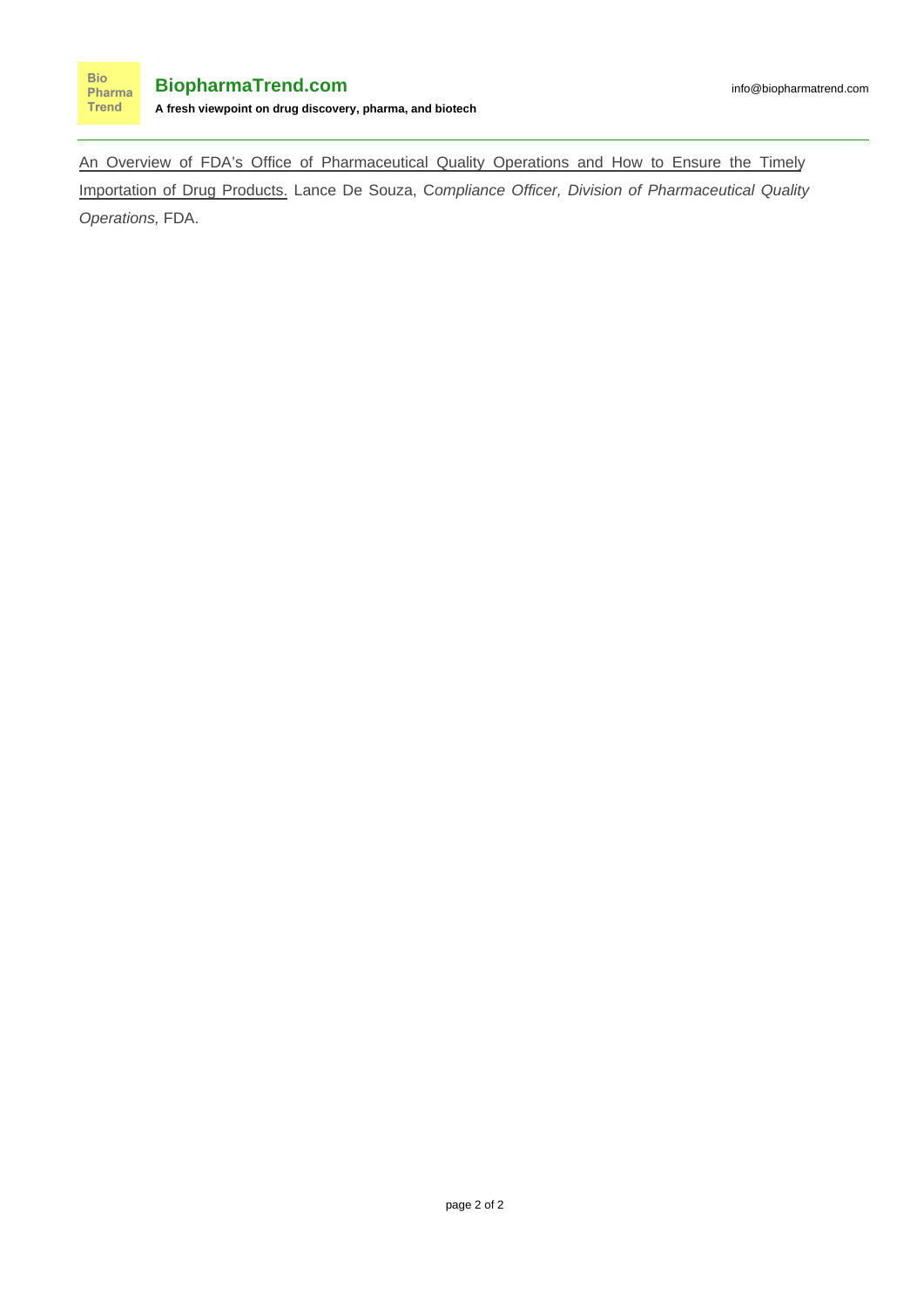An Overview of FDA's Office of Pharmaceutical Quality Operations and How to Ensure the Timely Importation of Drug Products. Lance De Souza, C*ompliance Officer, Division of Pharmaceutical Quality Operations,* FDA.